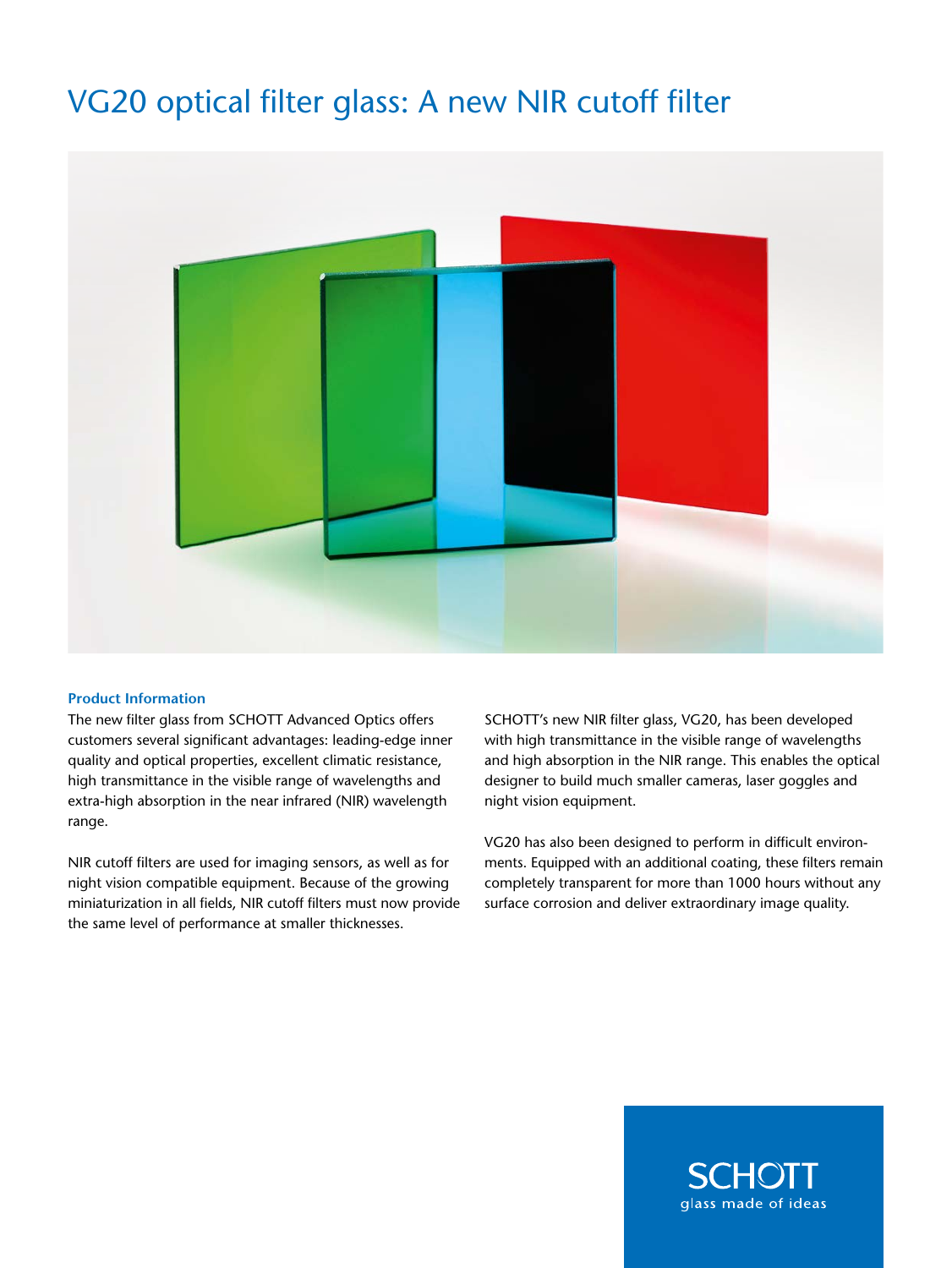# VG20 optical filter glass: A new NIR cutoff filter

**Product Information**

The new filter glass from SCHOTT Advanced Optics offers customers several significant advantages: leading-edge inner quality and optical properties, excellent climatic resistance, high transmittance in the visible range of wavelengths and extra-high absorption in the near infrared (NIR) wavelength range.

NIR cutoff filters are used for imaging sensors, as well as for night vision compatible equipment. Because of the growing miniaturization in all fields, NIR cutoff filters must now provide the same level of performance at smaller thicknesses.

SCHOTT's new NIR filter glass, VG20, has been developed with high transmittance in the visible range of wavelengths and high absorption in the NIR range. This enables the optical designer to build much smaller cameras, laser goggles and night vision equipment.

VG20 has also been designed to perform in difficult environments. Equipped with an additional coating, these filters remain completely transparent for more than 1000 hours without any surface corrosion and deliver extraordinary image quality.

SCHOTT
glass made of ideas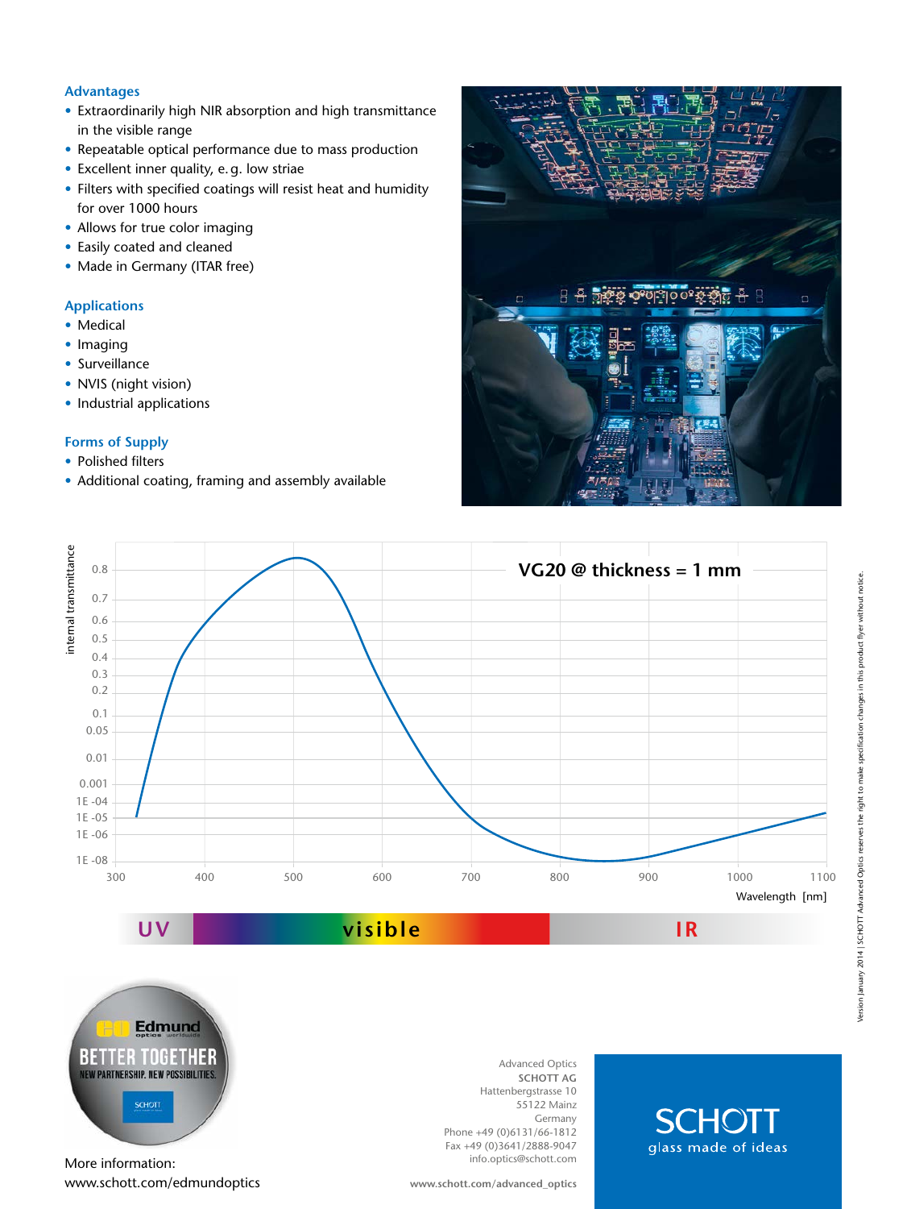## Advantages

- Extraordinarily high NIR absorption and high transmittance in the visible range
- Repeatable optical performance due to mass production
- Excellent inner quality, e.g. low striae
- Filters with specified coatings will resist heat and humidity for over 1000 hours
- Allows for true color imaging
- Easily coated and cleaned
- Made in Germany (ITAR free)

## Applications

- Medical
- Imaging
- Surveillance
- NVIS (night vision)
- Industrial applications

## Forms of Supply

- Polished filters
- Additional coating, framing and assembly available

VG20 @ thickness = 1 mm

internal transmittance

0.8
0.7
0.6
0.5
0.4
0.3
0.2
0.1
0.05
0.01
0.001
1E -04
1E -05
1E -06
1E -08

300 400 500 600 700 800 900 1000 1100

Wavelength [nm]

UV visible IR

Edmund optics worldwide
BETTER TOGETHER
NEW PARTNERSHIP. NEW POSSIBILITIES.
SCHOTT

More information:
www.schott.com/edmundoptics

Advanced Optics
**SCHOTT AG**
Hattenbergstrasse 10
55122 Mainz
Germany
Phone +49 (0)6131/66-1812
Fax +49 (0)3641/2888-9047
info.optics@schott.com

www.schott.com/advanced_optics

SCHOTT
glass made of ideas

Version January 2014 | SCHOTT Advanced Optics reserves the right to make specification changes in this product flyer without notice.